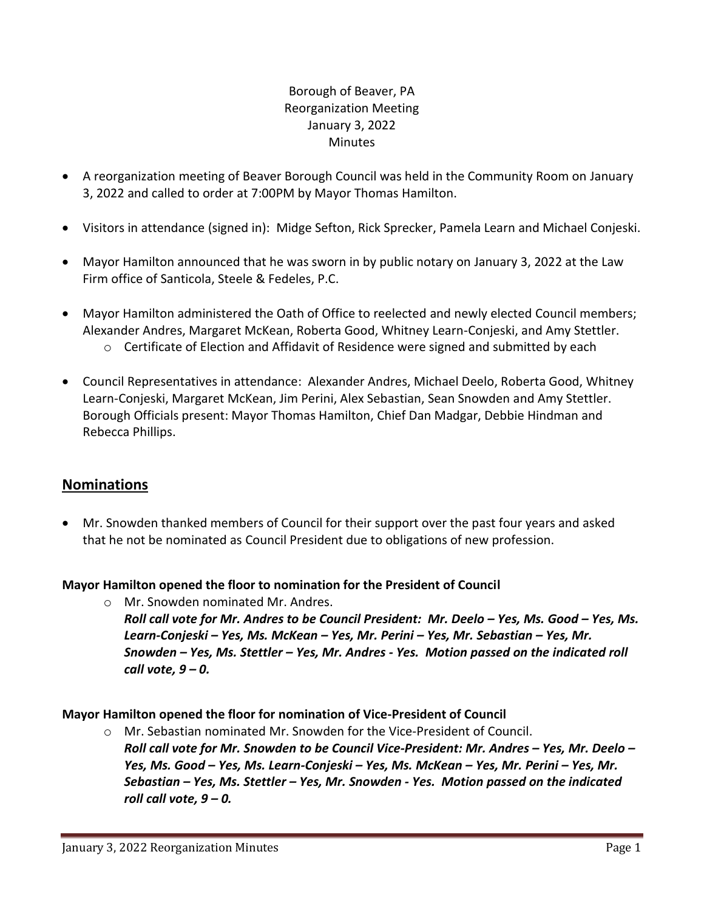Borough of Beaver, PA
Reorganization Meeting
January 3, 2022
Minutes

- A reorganization meeting of Beaver Borough Council was held in the Community Room on January 3, 2022 and called to order at 7:00PM by Mayor Thomas Hamilton.
- Visitors in attendance (signed in): Midge Sefton, Rick Sprecker, Pamela Learn and Michael Conjeski.
- Mayor Hamilton announced that he was sworn in by public notary on January 3, 2022 at the Law Firm office of Santicola, Steele & Fedeles, P.C.
- Mayor Hamilton administered the Oath of Office to reelected and newly elected Council members; Alexander Andres, Margaret McKean, Roberta Good, Whitney Learn-Conjeski, and Amy Stettler.
    - Certificate of Election and Affidavit of Residence were signed and submitted by each
- Council Representatives in attendance: Alexander Andres, Michael Deelo, Roberta Good, Whitney Learn-Conjeski, Margaret McKean, Jim Perini, Alex Sebastian, Sean Snowden and Amy Stettler. Borough Officials present: Mayor Thomas Hamilton, Chief Dan Madgar, Debbie Hindman and Rebecca Phillips.

## Nominations

- Mr. Snowden thanked members of Council for their support over the past four years and asked that he not be nominated as Council President due to obligations of new profession.

**Mayor Hamilton opened the floor to nomination for the President of Council**

- Mr. Snowden nominated Mr. Andres.
  ***Roll call vote for Mr. Andres to be Council President: Mr. Deelo – Yes, Ms. Good – Yes, Ms. Learn-Conjeski – Yes, Ms. McKean – Yes, Mr. Perini – Yes, Mr. Sebastian – Yes, Mr. Snowden – Yes, Ms. Stettler – Yes, Mr. Andres - Yes. Motion passed on the indicated roll call vote, 9 – 0.***

**Mayor Hamilton opened the floor for nomination of Vice-President of Council**

- Mr. Sebastian nominated Mr. Snowden for the Vice-President of Council.
  ***Roll call vote for Mr. Snowden to be Council Vice-President: Mr. Andres – Yes, Mr. Deelo – Yes, Ms. Good – Yes, Ms. Learn-Conjeski – Yes, Ms. McKean – Yes, Mr. Perini – Yes, Mr. Sebastian – Yes, Ms. Stettler – Yes, Mr. Snowden - Yes. Motion passed on the indicated roll call vote, 9 – 0.***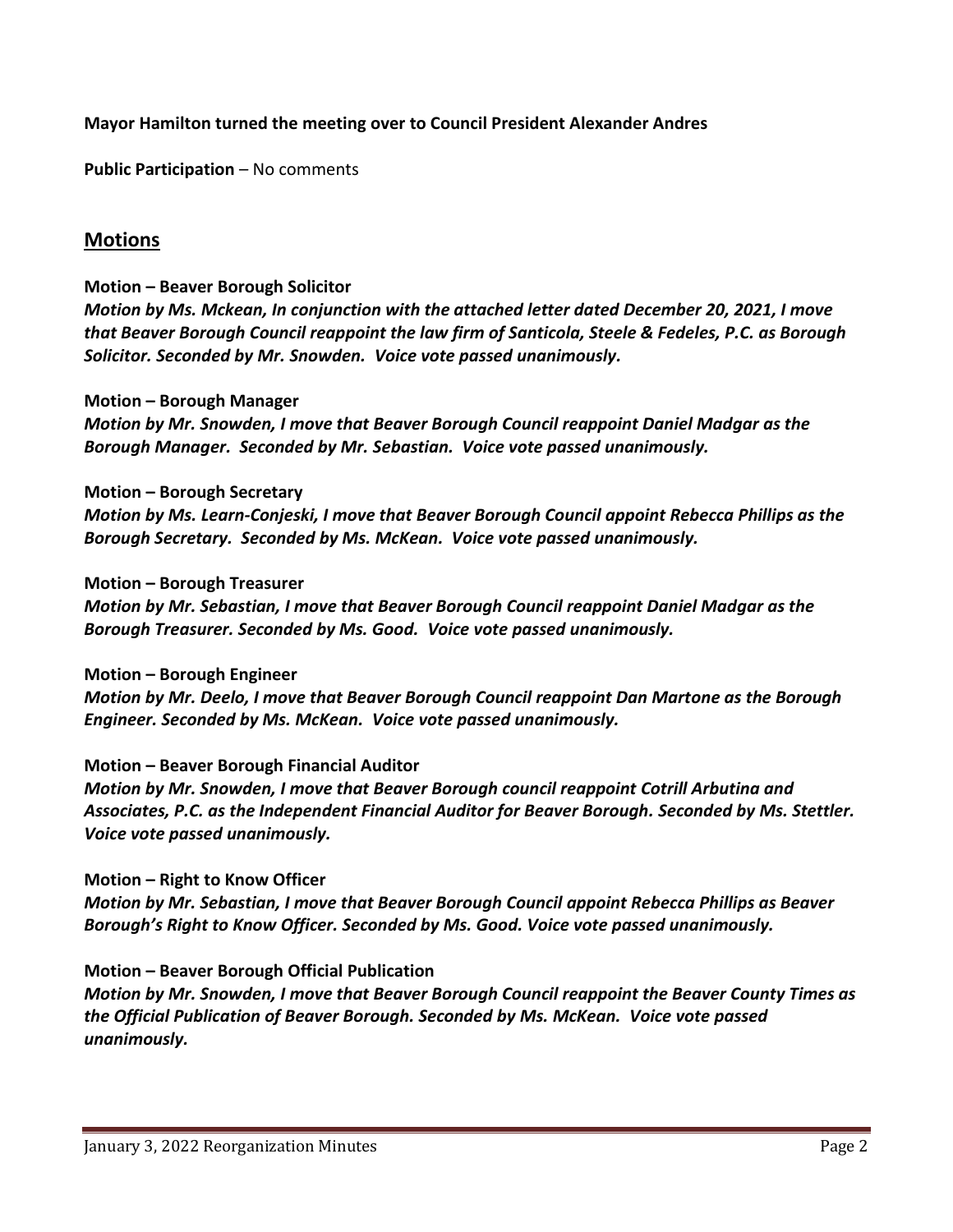**Mayor Hamilton turned the meeting over to Council President Alexander Andres**

**Public Participation** – No comments

## Motions

**Motion – Beaver Borough Solicitor**
***Motion by Ms. Mckean, In conjunction with the attached letter dated December 20, 2021, I move that Beaver Borough Council reappoint the law firm of Santicola, Steele & Fedeles, P.C. as Borough Solicitor. Seconded by Mr. Snowden. Voice vote passed unanimously.***

**Motion – Borough Manager**
***Motion by Mr. Snowden, I move that Beaver Borough Council reappoint Daniel Madgar as the Borough Manager. Seconded by Mr. Sebastian. Voice vote passed unanimously.***

**Motion – Borough Secretary**
***Motion by Ms. Learn-Conjeski, I move that Beaver Borough Council appoint Rebecca Phillips as the Borough Secretary. Seconded by Ms. McKean. Voice vote passed unanimously.***

**Motion – Borough Treasurer**
***Motion by Mr. Sebastian, I move that Beaver Borough Council reappoint Daniel Madgar as the Borough Treasurer. Seconded by Ms. Good. Voice vote passed unanimously.***

**Motion – Borough Engineer**
***Motion by Mr. Deelo, I move that Beaver Borough Council reappoint Dan Martone as the Borough Engineer. Seconded by Ms. McKean. Voice vote passed unanimously.***

**Motion – Beaver Borough Financial Auditor**
***Motion by Mr. Snowden, I move that Beaver Borough council reappoint Cotrill Arbutina and Associates, P.C. as the Independent Financial Auditor for Beaver Borough. Seconded by Ms. Stettler. Voice vote passed unanimously.***

**Motion – Right to Know Officer**
***Motion by Mr. Sebastian, I move that Beaver Borough Council appoint Rebecca Phillips as Beaver Borough's Right to Know Officer. Seconded by Ms. Good. Voice vote passed unanimously.***

**Motion – Beaver Borough Official Publication**
***Motion by Mr. Snowden, I move that Beaver Borough Council reappoint the Beaver County Times as the Official Publication of Beaver Borough. Seconded by Ms. McKean. Voice vote passed unanimously.***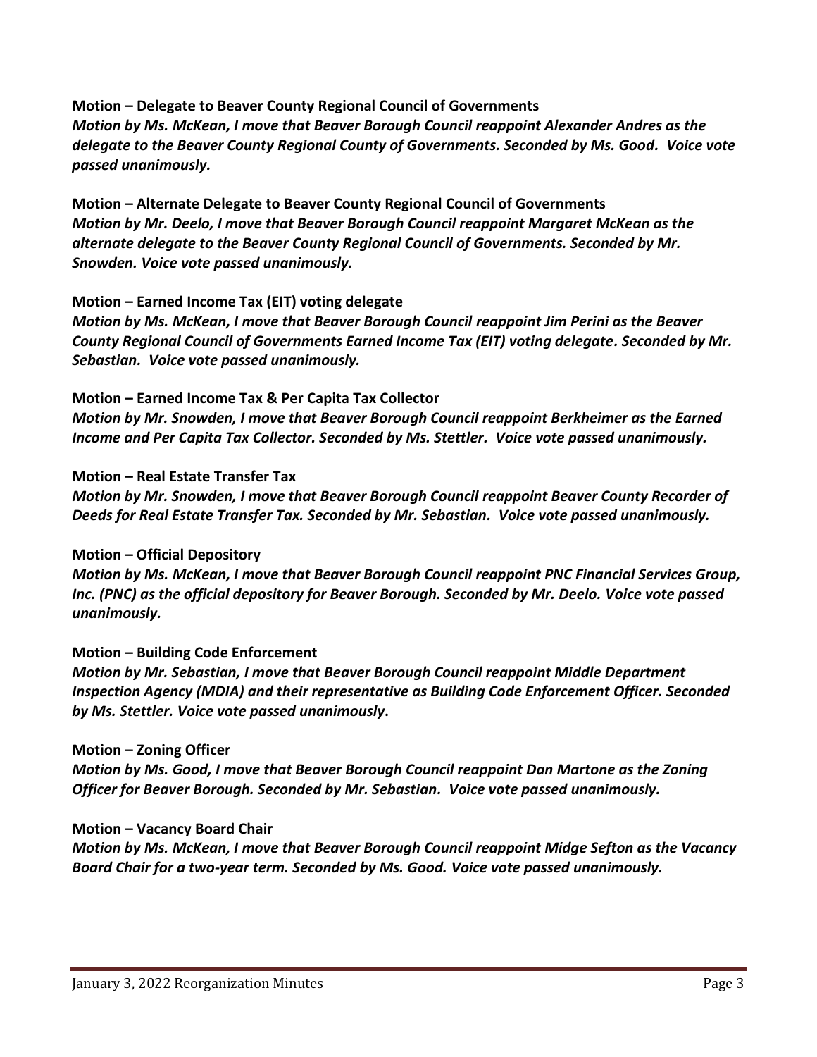**Motion – Delegate to Beaver County Regional Council of Governments**
***Motion by Ms. McKean, I move that Beaver Borough Council reappoint Alexander Andres as the delegate to the Beaver County Regional County of Governments. Seconded by Ms. Good. Voice vote passed unanimously.***

**Motion – Alternate Delegate to Beaver County Regional Council of Governments**
***Motion by Mr. Deelo, I move that Beaver Borough Council reappoint Margaret McKean as the alternate delegate to the Beaver County Regional Council of Governments. Seconded by Mr. Snowden. Voice vote passed unanimously.***

**Motion – Earned Income Tax (EIT) voting delegate**
***Motion by Ms. McKean, I move that Beaver Borough Council reappoint Jim Perini as the Beaver County Regional Council of Governments Earned Income Tax (EIT) voting delegate. Seconded by Mr. Sebastian. Voice vote passed unanimously.***

**Motion – Earned Income Tax & Per Capita Tax Collector**
***Motion by Mr. Snowden, I move that Beaver Borough Council reappoint Berkheimer as the Earned Income and Per Capita Tax Collector. Seconded by Ms. Stettler. Voice vote passed unanimously.***

**Motion – Real Estate Transfer Tax**
***Motion by Mr. Snowden, I move that Beaver Borough Council reappoint Beaver County Recorder of Deeds for Real Estate Transfer Tax. Seconded by Mr. Sebastian. Voice vote passed unanimously.***

**Motion – Official Depository**
***Motion by Ms. McKean, I move that Beaver Borough Council reappoint PNC Financial Services Group, Inc. (PNC) as the official depository for Beaver Borough. Seconded by Mr. Deelo. Voice vote passed unanimously.***

**Motion – Building Code Enforcement**
***Motion by Mr. Sebastian, I move that Beaver Borough Council reappoint Middle Department Inspection Agency (MDIA) and their representative as Building Code Enforcement Officer. Seconded by Ms. Stettler. Voice vote passed unanimously.***

**Motion – Zoning Officer**
***Motion by Ms. Good, I move that Beaver Borough Council reappoint Dan Martone as the Zoning Officer for Beaver Borough. Seconded by Mr. Sebastian. Voice vote passed unanimously.***

**Motion – Vacancy Board Chair**
***Motion by Ms. McKean, I move that Beaver Borough Council reappoint Midge Sefton as the Vacancy Board Chair for a two-year term. Seconded by Ms. Good. Voice vote passed unanimously.***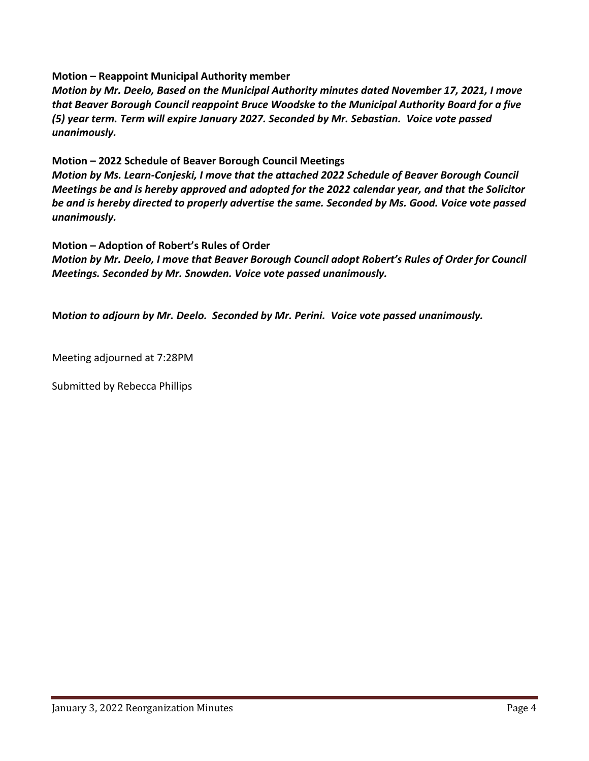**Motion – Reappoint Municipal Authority member**

***Motion by Mr. Deelo, Based on the Municipal Authority minutes dated November 17, 2021, I move that Beaver Borough Council reappoint Bruce Woodske to the Municipal Authority Board for a five (5) year term. Term will expire January 2027. Seconded by Mr. Sebastian. Voice vote passed unanimously.***

**Motion – 2022 Schedule of Beaver Borough Council Meetings**

***Motion by Ms. Learn-Conjeski, I move that the attached 2022 Schedule of Beaver Borough Council Meetings be and is hereby approved and adopted for the 2022 calendar year, and that the Solicitor be and is hereby directed to properly advertise the same. Seconded by Ms. Good. Voice vote passed unanimously.***

**Motion – Adoption of Robert's Rules of Order**

***Motion by Mr. Deelo, I move that Beaver Borough Council adopt Robert's Rules of Order for Council Meetings. Seconded by Mr. Snowden. Voice vote passed unanimously.***

***Motion to adjourn by Mr. Deelo. Seconded by Mr. Perini. Voice vote passed unanimously.***

Meeting adjourned at 7:28PM

Submitted by Rebecca Phillips